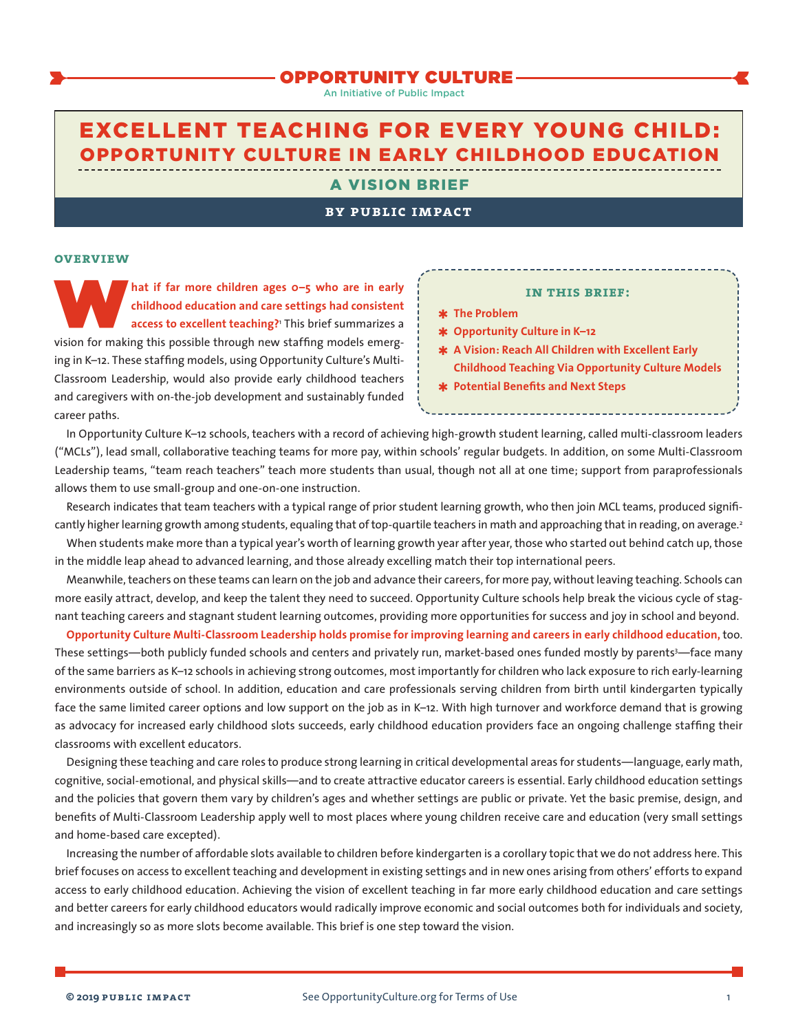OPPORTUNITY CULTURE

An Initiative of Public Impact

# EXCELLENT TEACHING FOR EVERY YOUNG CHILD: OPPORTUNITY CULTURE IN EARLY CHILDHOOD EDUCATION

## A VISION BRIEF

**BY PUBLIC IMPACT**

### OVERVIEW

**IN THIS BRIEF:**

- **The Problem**
- **Opportunity Culture in K–12**
- **A Vision: Reach All Children with Excellent Early Childhood Teaching Via Opportunity Culture Models**
- **Potential Benefits and Next Steps**

**What if far more children ages 0–5 who are in early childhood education and care settings had consistent access to excellent teaching?**[1] This brief summarizes a vision for making this possible through new staffing models emerging in K–12. These staffing models, using Opportunity Culture's Multi-Classroom Leadership, would also provide early childhood teachers and caregivers with on-the-job development and sustainably funded career paths.

In Opportunity Culture K–12 schools, teachers with a record of achieving high-growth student learning, called multi-classroom leaders ("MCLs"), lead small, collaborative teaching teams for more pay, within schools' regular budgets. In addition, on some Multi-Classroom Leadership teams, "team reach teachers" teach more students than usual, though not all at one time; support from paraprofessionals allows them to use small-group and one-on-one instruction.

Research indicates that team teachers with a typical range of prior student learning growth, who then join MCL teams, produced significantly higher learning growth among students, equaling that of top-quartile teachers in math and approaching that in reading, on average.[2]

When students make more than a typical year's worth of learning growth year after year, those who started out behind catch up, those in the middle leap ahead to advanced learning, and those already excelling match their top international peers.

Meanwhile, teachers on these teams can learn on the job and advance their careers, for more pay, without leaving teaching. Schools can more easily attract, develop, and keep the talent they need to succeed. Opportunity Culture schools help break the vicious cycle of stagnant teaching careers and stagnant student learning outcomes, providing more opportunities for success and joy in school and beyond.

**Opportunity Culture Multi-Classroom Leadership holds promise for improving learning and careers in early childhood education,** too. These settings—both publicly funded schools and centers and privately run, market-based ones funded mostly by parents[3]—face many of the same barriers as K–12 schools in achieving strong outcomes, most importantly for children who lack exposure to rich early-learning environments outside of school. In addition, education and care professionals serving children from birth until kindergarten typically face the same limited career options and low support on the job as in K–12. With high turnover and workforce demand that is growing as advocacy for increased early childhood slots succeeds, early childhood education providers face an ongoing challenge staffing their classrooms with excellent educators.

Designing these teaching and care roles to produce strong learning in critical developmental areas for students—language, early math, cognitive, social-emotional, and physical skills—and to create attractive educator careers is essential. Early childhood education settings and the policies that govern them vary by children's ages and whether settings are public or private. Yet the basic premise, design, and benefits of Multi-Classroom Leadership apply well to most places where young children receive care and education (very small settings and home-based care excepted).

Increasing the number of affordable slots available to children before kindergarten is a corollary topic that we do not address here. This brief focuses on access to excellent teaching and development in existing settings and in new ones arising from others' efforts to expand access to early childhood education. Achieving the vision of excellent teaching in far more early childhood education and care settings and better careers for early childhood educators would radically improve economic and social outcomes both for individuals and society, and increasingly so as more slots become available. This brief is one step toward the vision.

© 2019 PUBLIC IMPACT — See OpportunityCulture.org for Terms of Use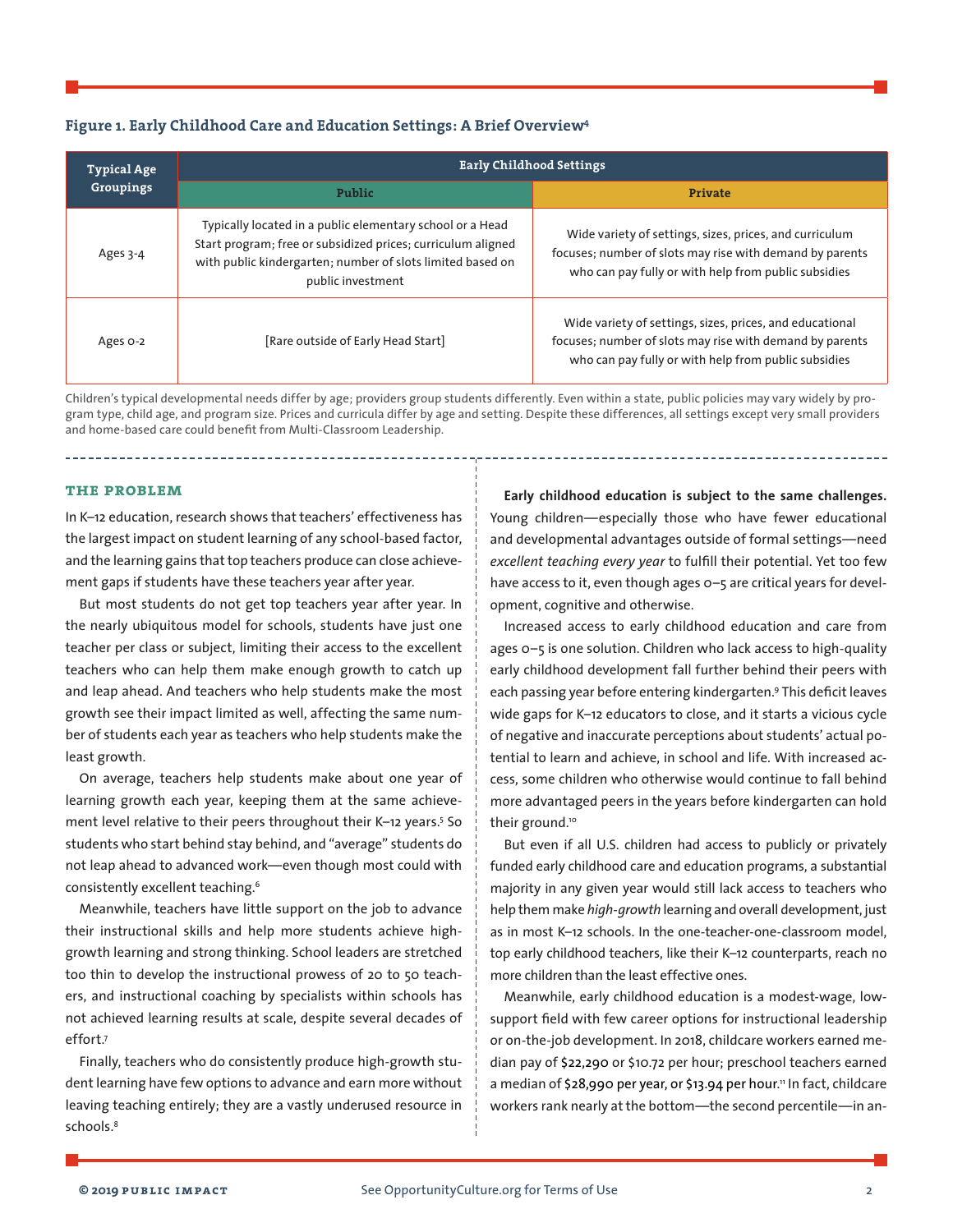**Figure 1. Early Childhood Care and Education Settings: A Brief Overview**[4]

| Typical Age Groupings | Early Childhood Settings | |
|---|---|---|
| | **Public** | **Private** |
| Ages 3-4 | Typically located in a public elementary school or a Head Start program; free or subsidized prices; curriculum aligned with public kindergarten; number of slots limited based on public investment | Wide variety of settings, sizes, prices, and curriculum focuses; number of slots may rise with demand by parents who can pay fully or with help from public subsidies |
| Ages 0-2 | [Rare outside of Early Head Start] | Wide variety of settings, sizes, prices, and educational focuses; number of slots may rise with demand by parents who can pay fully or with help from public subsidies |

Children's typical developmental needs differ by age; providers group students differently. Even within a state, public policies may vary widely by program type, child age, and program size. Prices and curricula differ by age and setting. Despite these differences, all settings except very small providers and home-based care could benefit from Multi-Classroom Leadership.

## THE PROBLEM

In K–12 education, research shows that teachers' effectiveness has the largest impact on student learning of any school-based factor, and the learning gains that top teachers produce can close achievement gaps if students have these teachers year after year.

But most students do not get top teachers year after year. In the nearly ubiquitous model for schools, students have just one teacher per class or subject, limiting their access to the excellent teachers who can help them make enough growth to catch up and leap ahead. And teachers who help students make the most growth see their impact limited as well, affecting the same number of students each year as teachers who help students make the least growth.

On average, teachers help students make about one year of learning growth each year, keeping them at the same achievement level relative to their peers throughout their K–12 years.[5] So students who start behind stay behind, and "average" students do not leap ahead to advanced work—even though most could with consistently excellent teaching.[6]

Meanwhile, teachers have little support on the job to advance their instructional skills and help more students achieve high-growth learning and strong thinking. School leaders are stretched too thin to develop the instructional prowess of 20 to 50 teachers, and instructional coaching by specialists within schools has not achieved learning results at scale, despite several decades of effort.[7]

Finally, teachers who do consistently produce high-growth student learning have few options to advance and earn more without leaving teaching entirely; they are a vastly underused resource in schools.[8]

**Early childhood education is subject to the same challenges.** Young children—especially those who have fewer educational and developmental advantages outside of formal settings—need *excellent teaching every year* to fulfill their potential. Yet too few have access to it, even though ages 0–5 are critical years for development, cognitive and otherwise.

Increased access to early childhood education and care from ages 0–5 is one solution. Children who lack access to high-quality early childhood development fall further behind their peers with each passing year before entering kindergarten.[9] This deficit leaves wide gaps for K–12 educators to close, and it starts a vicious cycle of negative and inaccurate perceptions about students' actual potential to learn and achieve, in school and life. With increased access, some children who otherwise would continue to fall behind more advantaged peers in the years before kindergarten can hold their ground.[10]

But even if all U.S. children had access to publicly or privately funded early childhood care and education programs, a substantial majority in any given year would still lack access to teachers who help them make *high-growth* learning and overall development, just as in most K–12 schools. In the one-teacher-one-classroom model, top early childhood teachers, like their K–12 counterparts, reach no more children than the least effective ones.

Meanwhile, early childhood education is a modest-wage, low-support field with few career options for instructional leadership or on-the-job development. In 2018, childcare workers earned median pay of $22,290 or $10.72 per hour; preschool teachers earned a median of $28,990 per year, or $13.94 per hour.[11] In fact, childcare workers rank nearly at the bottom—the second percentile—in an-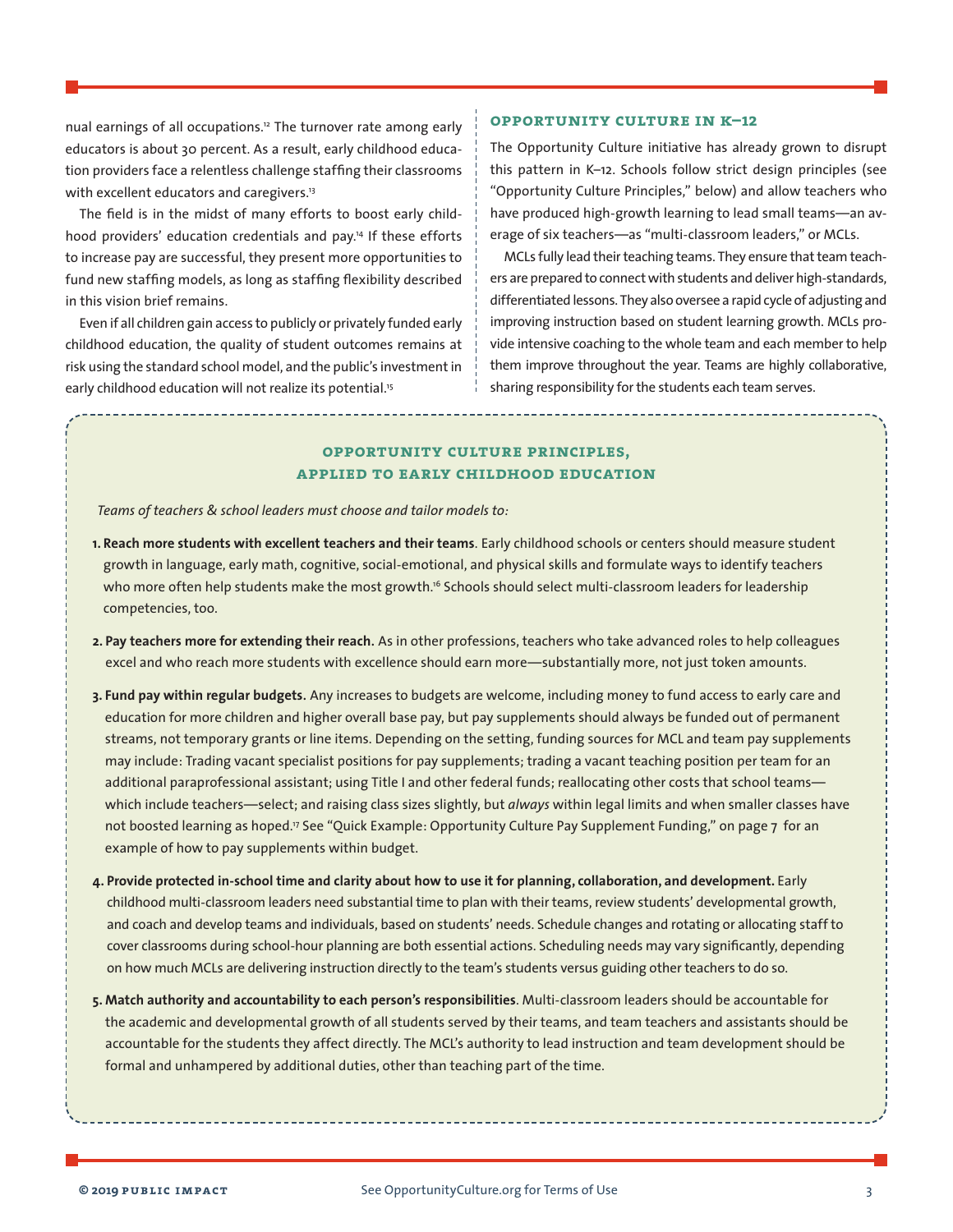nual earnings of all occupations.[12] The turnover rate among early educators is about 30 percent. As a result, early childhood education providers face a relentless challenge staffing their classrooms with excellent educators and caregivers.[13]

The field is in the midst of many efforts to boost early childhood providers' education credentials and pay.[14] If these efforts to increase pay are successful, they present more opportunities to fund new staffing models, as long as staffing flexibility described in this vision brief remains.

Even if all children gain access to publicly or privately funded early childhood education, the quality of student outcomes remains at risk using the standard school model, and the public's investment in early childhood education will not realize its potential.[15]

### OPPORTUNITY CULTURE IN K–12

The Opportunity Culture initiative has already grown to disrupt this pattern in K–12. Schools follow strict design principles (see "Opportunity Culture Principles," below) and allow teachers who have produced high-growth learning to lead small teams—an average of six teachers—as "multi-classroom leaders," or MCLs.

MCLs fully lead their teaching teams. They ensure that team teachers are prepared to connect with students and deliver high-standards, differentiated lessons. They also oversee a rapid cycle of adjusting and improving instruction based on student learning growth. MCLs provide intensive coaching to the whole team and each member to help them improve throughout the year. Teams are highly collaborative, sharing responsibility for the students each team serves.

### OPPORTUNITY CULTURE PRINCIPLES, APPLIED TO EARLY CHILDHOOD EDUCATION

*Teams of teachers & school leaders must choose and tailor models to:*

1. **Reach more students with excellent teachers and their teams**. Early childhood schools or centers should measure student growth in language, early math, cognitive, social-emotional, and physical skills and formulate ways to identify teachers who more often help students make the most growth.[16] Schools should select multi-classroom leaders for leadership competencies, too.
2. **Pay teachers more for extending their reach.** As in other professions, teachers who take advanced roles to help colleagues excel and who reach more students with excellence should earn more—substantially more, not just token amounts.
3. **Fund pay within regular budgets.** Any increases to budgets are welcome, including money to fund access to early care and education for more children and higher overall base pay, but pay supplements should always be funded out of permanent streams, not temporary grants or line items. Depending on the setting, funding sources for MCL and team pay supplements may include: Trading vacant specialist positions for pay supplements; trading a vacant teaching position per team for an additional paraprofessional assistant; using Title I and other federal funds; reallocating other costs that school teams—which include teachers—select; and raising class sizes slightly, but *always* within legal limits and when smaller classes have not boosted learning as hoped.[17] See "Quick Example: Opportunity Culture Pay Supplement Funding," on page 7 for an example of how to pay supplements within budget.
4. **Provide protected in-school time and clarity about how to use it for planning, collaboration, and development.** Early childhood multi-classroom leaders need substantial time to plan with their teams, review students' developmental growth, and coach and develop teams and individuals, based on students' needs. Schedule changes and rotating or allocating staff to cover classrooms during school-hour planning are both essential actions. Scheduling needs may vary significantly, depending on how much MCLs are delivering instruction directly to the team's students versus guiding other teachers to do so.
5. **Match authority and accountability to each person's responsibilities**. Multi-classroom leaders should be accountable for the academic and developmental growth of all students served by their teams, and team teachers and assistants should be accountable for the students they affect directly. The MCL's authority to lead instruction and team development should be formal and unhampered by additional duties, other than teaching part of the time.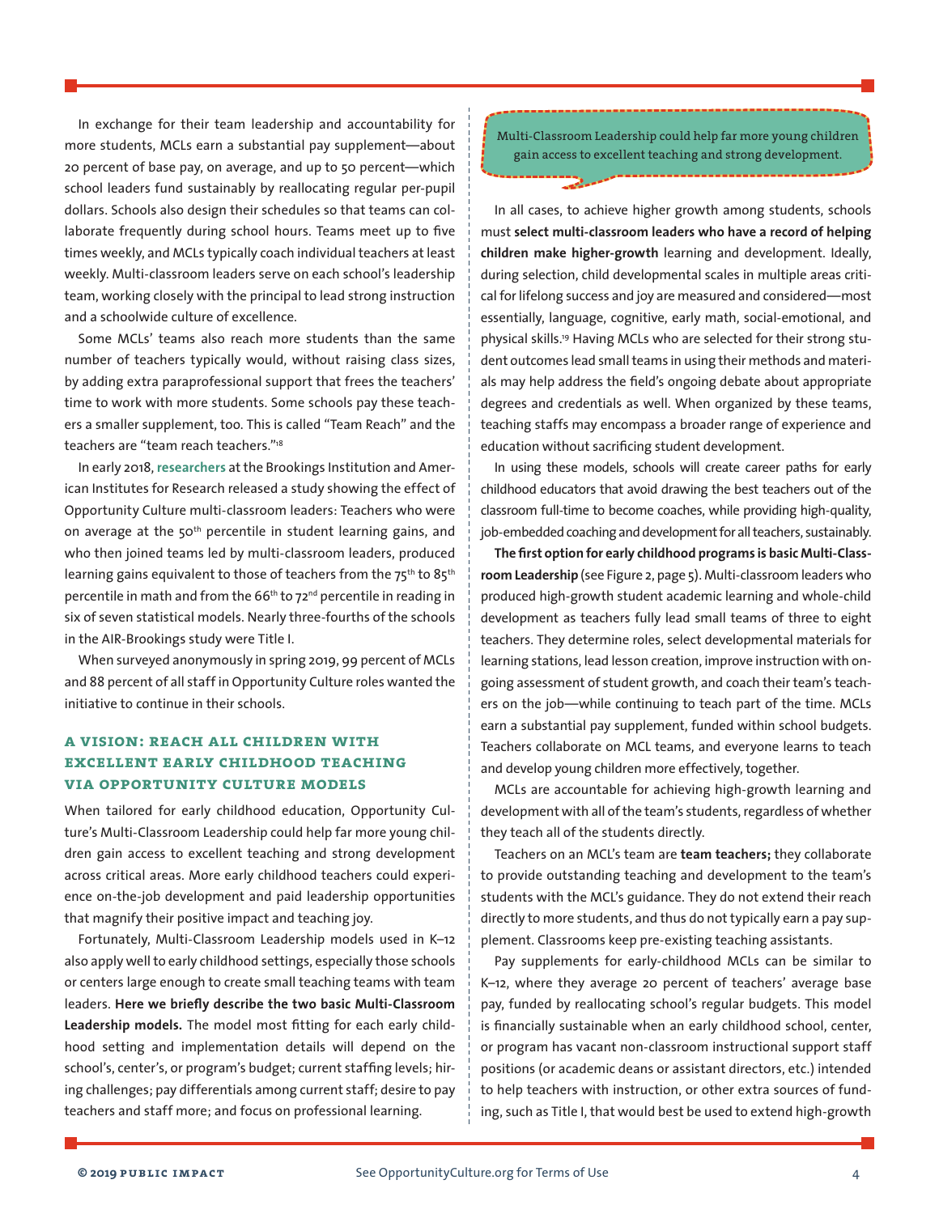In exchange for their team leadership and accountability for more students, MCLs earn a substantial pay supplement—about 20 percent of base pay, on average, and up to 50 percent—which school leaders fund sustainably by reallocating regular per-pupil dollars. Schools also design their schedules so that teams can collaborate frequently during school hours. Teams meet up to five times weekly, and MCLs typically coach individual teachers at least weekly. Multi-classroom leaders serve on each school's leadership team, working closely with the principal to lead strong instruction and a schoolwide culture of excellence.

Some MCLs' teams also reach more students than the same number of teachers typically would, without raising class sizes, by adding extra paraprofessional support that frees the teachers' time to work with more students. Some schools pay these teachers a smaller supplement, too. This is called "Team Reach" and the teachers are "team reach teachers."[18]

In early 2018, researchers at the Brookings Institution and American Institutes for Research released a study showing the effect of Opportunity Culture multi-classroom leaders: Teachers who were on average at the 50th percentile in student learning gains, and who then joined teams led by multi-classroom leaders, produced learning gains equivalent to those of teachers from the 75th to 85th percentile in math and from the 66th to 72nd percentile in reading in six of seven statistical models. Nearly three-fourths of the schools in the AIR-Brookings study were Title I.

When surveyed anonymously in spring 2019, 99 percent of MCLs and 88 percent of all staff in Opportunity Culture roles wanted the initiative to continue in their schools.

## A Vision: Reach All Children with Excellent Early Childhood Teaching via Opportunity Culture Models

When tailored for early childhood education, Opportunity Culture's Multi-Classroom Leadership could help far more young children gain access to excellent teaching and strong development across critical areas. More early childhood teachers could experience on-the-job development and paid leadership opportunities that magnify their positive impact and teaching joy.

Fortunately, Multi-Classroom Leadership models used in K–12 also apply well to early childhood settings, especially those schools or centers large enough to create small teaching teams with team leaders. **Here we briefly describe the two basic Multi-Classroom Leadership models.** The model most fitting for each early childhood setting and implementation details will depend on the school's, center's, or program's budget; current staffing levels; hiring challenges; pay differentials among current staff; desire to pay teachers and staff more; and focus on professional learning.

> Multi-Classroom Leadership could help far more young children gain access to excellent teaching and strong development.

In all cases, to achieve higher growth among students, schools must **select multi-classroom leaders who have a record of helping children make higher-growth** learning and development. Ideally, during selection, child developmental scales in multiple areas critical for lifelong success and joy are measured and considered—most essentially, language, cognitive, early math, social-emotional, and physical skills.[19] Having MCLs who are selected for their strong student outcomes lead small teams in using their methods and materials may help address the field's ongoing debate about appropriate degrees and credentials as well. When organized by these teams, teaching staffs may encompass a broader range of experience and education without sacrificing student development.

In using these models, schools will create career paths for early childhood educators that avoid drawing the best teachers out of the classroom full-time to become coaches, while providing high-quality, job-embedded coaching and development for all teachers, sustainably.

**The first option for early childhood programs is basic Multi-Classroom Leadership** (see Figure 2, page 5). Multi-classroom leaders who produced high-growth student academic learning and whole-child development as teachers fully lead small teams of three to eight teachers. They determine roles, select developmental materials for learning stations, lead lesson creation, improve instruction with ongoing assessment of student growth, and coach their team's teachers on the job—while continuing to teach part of the time. MCLs earn a substantial pay supplement, funded within school budgets. Teachers collaborate on MCL teams, and everyone learns to teach and develop young children more effectively, together.

MCLs are accountable for achieving high-growth learning and development with all of the team's students, regardless of whether they teach all of the students directly.

Teachers on an MCL's team are **team teachers;** they collaborate to provide outstanding teaching and development to the team's students with the MCL's guidance. They do not extend their reach directly to more students, and thus do not typically earn a pay supplement. Classrooms keep pre-existing teaching assistants.

Pay supplements for early-childhood MCLs can be similar to K–12, where they average 20 percent of teachers' average base pay, funded by reallocating school's regular budgets. This model is financially sustainable when an early childhood school, center, or program has vacant non-classroom instructional support staff positions (or academic deans or assistant directors, etc.) intended to help teachers with instruction, or other extra sources of funding, such as Title I, that would best be used to extend high-growth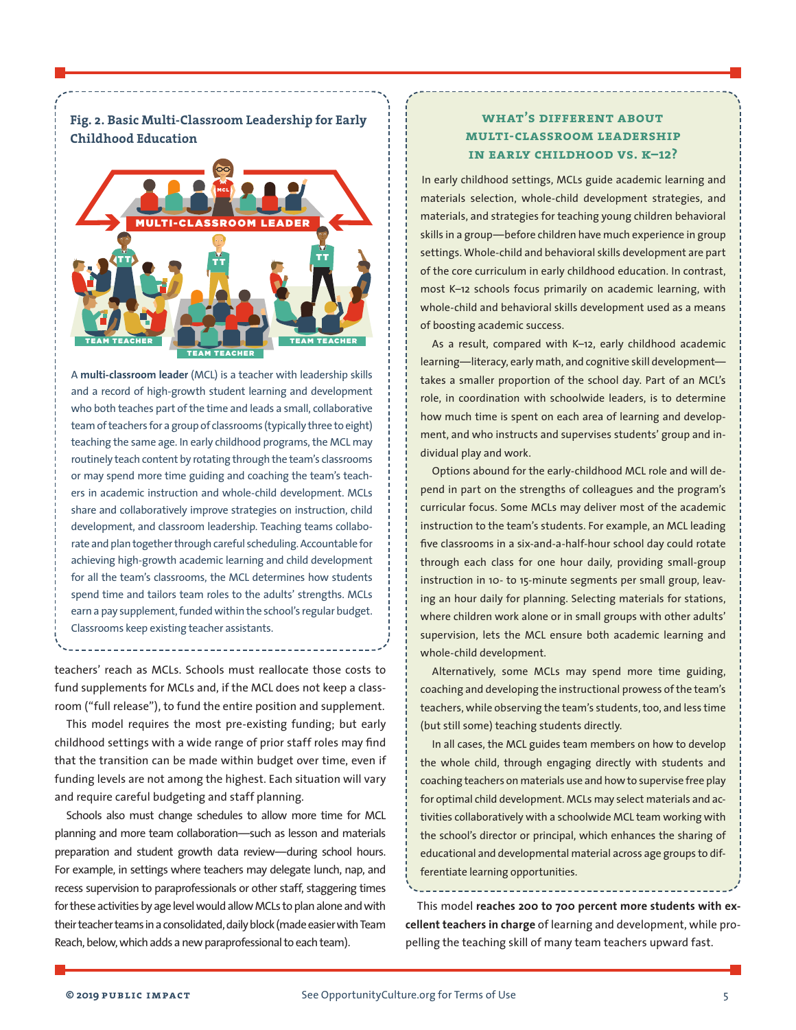### Fig. 2. Basic Multi-Classroom Leadership for Early Childhood Education

A **multi-classroom leader** (MCL) is a teacher with leadership skills and a record of high-growth student learning and development who both teaches part of the time and leads a small, collaborative team of teachers for a group of classrooms (typically three to eight) teaching the same age. In early childhood programs, the MCL may routinely teach content by rotating through the team's classrooms or may spend more time guiding and coaching the team's teachers in academic instruction and whole-child development. MCLs share and collaboratively improve strategies on instruction, child development, and classroom leadership. Teaching teams collaborate and plan together through careful scheduling. Accountable for achieving high-growth academic learning and child development for all the team's classrooms, the MCL determines how students spend time and tailors team roles to the adults' strengths. MCLs earn a pay supplement, funded within the school's regular budget. Classrooms keep existing teacher assistants.

teachers' reach as MCLs. Schools must reallocate those costs to fund supplements for MCLs and, if the MCL does not keep a classroom ("full release"), to fund the entire position and supplement.

This model requires the most pre-existing funding; but early childhood settings with a wide range of prior staff roles may find that the transition can be made within budget over time, even if funding levels are not among the highest. Each situation will vary and require careful budgeting and staff planning.

Schools also must change schedules to allow more time for MCL planning and more team collaboration—such as lesson and materials preparation and student growth data review—during school hours. For example, in settings where teachers may delegate lunch, nap, and recess supervision to paraprofessionals or other staff, staggering times for these activities by age level would allow MCLs to plan alone and with their teacher teams in a consolidated, daily block (made easier with Team Reach, below, which adds a new paraprofessional to each team).

### What's Different About Multi-Classroom Leadership in Early Childhood vs. K–12?

In early childhood settings, MCLs guide academic learning and materials selection, whole-child development strategies, and materials, and strategies for teaching young children behavioral skills in a group—before children have much experience in group settings. Whole-child and behavioral skills development are part of the core curriculum in early childhood education. In contrast, most K–12 schools focus primarily on academic learning, with whole-child and behavioral skills development used as a means of boosting academic success.

As a result, compared with K–12, early childhood academic learning—literacy, early math, and cognitive skill development—takes a smaller proportion of the school day. Part of an MCL's role, in coordination with schoolwide leaders, is to determine how much time is spent on each area of learning and development, and who instructs and supervises students' group and individual play and work.

Options abound for the early-childhood MCL role and will depend in part on the strengths of colleagues and the program's curricular focus. Some MCLs may deliver most of the academic instruction to the team's students. For example, an MCL leading five classrooms in a six-and-a-half-hour school day could rotate through each class for one hour daily, providing small-group instruction in 10- to 15-minute segments per small group, leaving an hour daily for planning. Selecting materials for stations, where children work alone or in small groups with other adults' supervision, lets the MCL ensure both academic learning and whole-child development.

Alternatively, some MCLs may spend more time guiding, coaching and developing the instructional prowess of the team's teachers, while observing the team's students, too, and less time (but still some) teaching students directly.

In all cases, the MCL guides team members on how to develop the whole child, through engaging directly with students and coaching teachers on materials use and how to supervise free play for optimal child development. MCLs may select materials and activities collaboratively with a schoolwide MCL team working with the school's director or principal, which enhances the sharing of educational and developmental material across age groups to differentiate learning opportunities.

This model **reaches 200 to 700 percent more students with excellent teachers in charge** of learning and development, while propelling the teaching skill of many team teachers upward fast.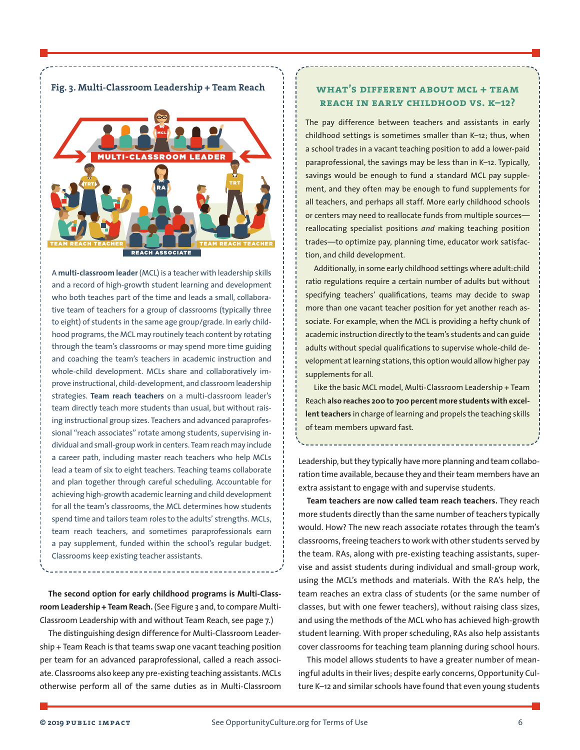**Fig. 3. Multi-Classroom Leadership + Team Reach**

A **multi-classroom leader** (MCL) is a teacher with leadership skills and a record of high-growth student learning and development who both teaches part of the time and leads a small, collaborative team of teachers for a group of classrooms (typically three to eight) of students in the same age group/grade. In early childhood programs, the MCL may routinely teach content by rotating through the team's classrooms or may spend more time guiding and coaching the team's teachers in academic instruction and whole-child development. MCLs share and collaboratively improve instructional, child-development, and classroom leadership strategies. **Team reach teachers** on a multi-classroom leader's team directly teach more students than usual, but without raising instructional group sizes. Teachers and advanced paraprofessional "reach associates" rotate among students, supervising individual and small-group work in centers. Team reach may include a career path, including master reach teachers who help MCLs lead a team of six to eight teachers. Teaching teams collaborate and plan together through careful scheduling. Accountable for achieving high-growth academic learning and child development for all the team's classrooms, the MCL determines how students spend time and tailors team roles to the adults' strengths. MCLs, team reach teachers, and sometimes paraprofessionals earn a pay supplement, funded within the school's regular budget. Classrooms keep existing teacher assistants.

**The second option for early childhood programs is Multi-Classroom Leadership + Team Reach.** (See Figure 3 and, to compare Multi-Classroom Leadership with and without Team Reach, see page 7.)

The distinguishing design difference for Multi-Classroom Leadership + Team Reach is that teams swap one vacant teaching position per team for an advanced paraprofessional, called a reach associate. Classrooms also keep any pre-existing teaching assistants. MCLs otherwise perform all of the same duties as in Multi-Classroom Leadership, but they typically have more planning and team collaboration time available, because they and their team members have an extra assistant to engage with and supervise students.

**Team teachers are now called team reach teachers.** They reach more students directly than the same number of teachers typically would. How? The new reach associate rotates through the team's classrooms, freeing teachers to work with other students served by the team. RAs, along with pre-existing teaching assistants, supervise and assist students during individual and small-group work, using the MCL's methods and materials. With the RA's help, the team reaches an extra class of students (or the same number of classes, but with one fewer teachers), without raising class sizes, and using the methods of the MCL who has achieved high-growth student learning. With proper scheduling, RAs also help assistants cover classrooms for teaching team planning during school hours.

This model allows students to have a greater number of meaningful adults in their lives; despite early concerns, Opportunity Culture K–12 and similar schools have found that even young students

## What's Different About MCL + Team Reach in Early Childhood vs. K–12?

The pay difference between teachers and assistants in early childhood settings is sometimes smaller than K–12; thus, when a school trades in a vacant teaching position to add a lower-paid paraprofessional, the savings may be less than in K–12. Typically, savings would be enough to fund a standard MCL pay supplement, and they often may be enough to fund supplements for all teachers, and perhaps all staff. More early childhood schools or centers may need to reallocate funds from multiple sources—reallocating specialist positions *and* making teaching position trades—to optimize pay, planning time, educator work satisfaction, and child development.

Additionally, in some early childhood settings where adult:child ratio regulations require a certain number of adults but without specifying teachers' qualifications, teams may decide to swap more than one vacant teacher position for yet another reach associate. For example, when the MCL is providing a hefty chunk of academic instruction directly to the team's students and can guide adults without special qualifications to supervise whole-child development at learning stations, this option would allow higher pay supplements for all.

Like the basic MCL model, Multi-Classroom Leadership + Team Reach **also reaches 200 to 700 percent more students with excellent teachers** in charge of learning and propels the teaching skills of team members upward fast.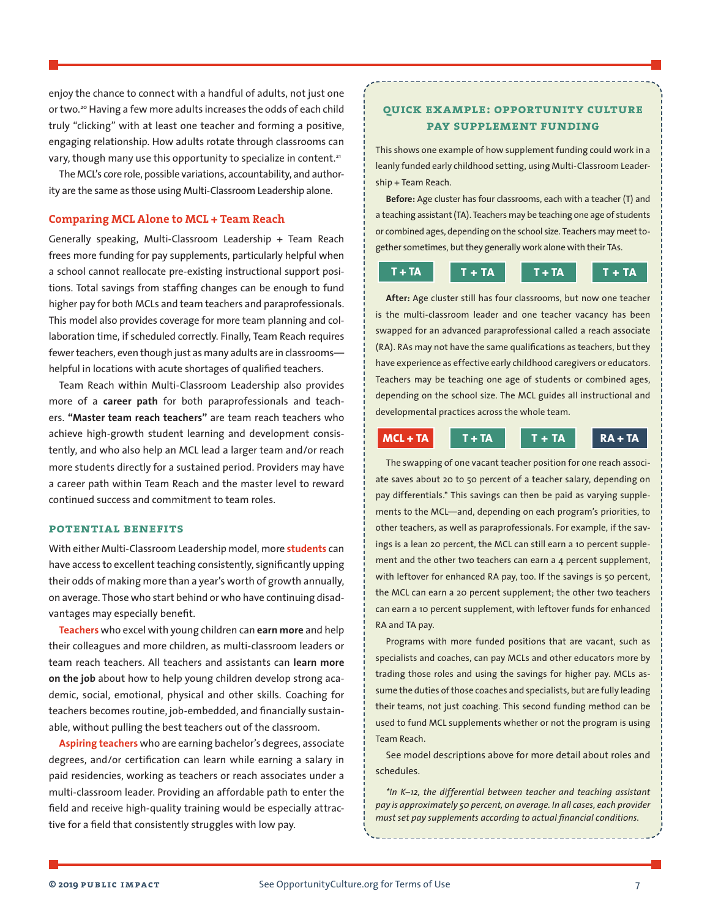enjoy the chance to connect with a handful of adults, not just one or two.[20] Having a few more adults increases the odds of each child truly "clicking" with at least one teacher and forming a positive, engaging relationship. How adults rotate through classrooms can vary, though many use this opportunity to specialize in content.[21]

The MCL's core role, possible variations, accountability, and authority are the same as those using Multi-Classroom Leadership alone.

### Comparing MCL Alone to MCL + Team Reach

Generally speaking, Multi-Classroom Leadership + Team Reach frees more funding for pay supplements, particularly helpful when a school cannot reallocate pre-existing instructional support positions. Total savings from staffing changes can be enough to fund higher pay for both MCLs and team teachers and paraprofessionals. This model also provides coverage for more team planning and collaboration time, if scheduled correctly. Finally, Team Reach requires fewer teachers, even though just as many adults are in classrooms—helpful in locations with acute shortages of qualified teachers.

Team Reach within Multi-Classroom Leadership also provides more of a **career path** for both paraprofessionals and teachers. **"Master team reach teachers"** are team reach teachers who achieve high-growth student learning and development consistently, and who also help an MCL lead a larger team and/or reach more students directly for a sustained period. Providers may have a career path within Team Reach and the master level to reward continued success and commitment to team roles.

### POTENTIAL BENEFITS

With either Multi-Classroom Leadership model, more **students** can have access to excellent teaching consistently, significantly upping their odds of making more than a year's worth of growth annually, on average. Those who start behind or who have continuing disadvantages may especially benefit.

**Teachers** who excel with young children can **earn more** and help their colleagues and more children, as multi-classroom leaders or team reach teachers. All teachers and assistants can **learn more on the job** about how to help young children develop strong academic, social, emotional, physical and other skills. Coaching for teachers becomes routine, job-embedded, and financially sustainable, without pulling the best teachers out of the classroom.

**Aspiring teachers** who are earning bachelor's degrees, associate degrees, and/or certification can learn while earning a salary in paid residencies, working as teachers or reach associates under a multi-classroom leader. Providing an affordable path to enter the field and receive high-quality training would be especially attractive for a field that consistently struggles with low pay.

### QUICK EXAMPLE: OPPORTUNITY CULTURE PAY SUPPLEMENT FUNDING

This shows one example of how supplement funding could work in a leanly funded early childhood setting, using Multi-Classroom Leadership + Team Reach.

**Before:** Age cluster has four classrooms, each with a teacher (T) and a teaching assistant (TA). Teachers may be teaching one age of students or combined ages, depending on the school size. Teachers may meet together sometimes, but they generally work alone with their TAs.

| T + TA | T + TA | T + TA | T + TA |
|---|---|---|---|

**After:** Age cluster still has four classrooms, but now one teacher is the multi-classroom leader and one teacher vacancy has been swapped for an advanced paraprofessional called a reach associate (RA). RAs may not have the same qualifications as teachers, but they have experience as effective early childhood caregivers or educators. Teachers may be teaching one age of students or combined ages, depending on the school size. The MCL guides all instructional and developmental practices across the whole team.

| MCL + TA | T + TA | T + TA | RA + TA |
|---|---|---|---|

The swapping of one vacant teacher position for one reach associate saves about 20 to 50 percent of a teacher salary, depending on pay differentials.* This savings can then be paid as varying supplements to the MCL—and, depending on each program's priorities, to other teachers, as well as paraprofessionals. For example, if the savings is a lean 20 percent, the MCL can still earn a 10 percent supplement and the other two teachers can earn a 4 percent supplement, with leftover for enhanced RA pay, too. If the savings is 50 percent, the MCL can earn a 20 percent supplement; the other two teachers can earn a 10 percent supplement, with leftover funds for enhanced RA and TA pay.

Programs with more funded positions that are vacant, such as specialists and coaches, can pay MCLs and other educators more by trading those roles and using the savings for higher pay. MCLs assume the duties of those coaches and specialists, but are fully leading their teams, not just coaching. This second funding method can be used to fund MCL supplements whether or not the program is using Team Reach.

See model descriptions above for more detail about roles and schedules.

*\*In K–12, the differential between teacher and teaching assistant pay is approximately 50 percent, on average. In all cases, each provider must set pay supplements according to actual financial conditions.*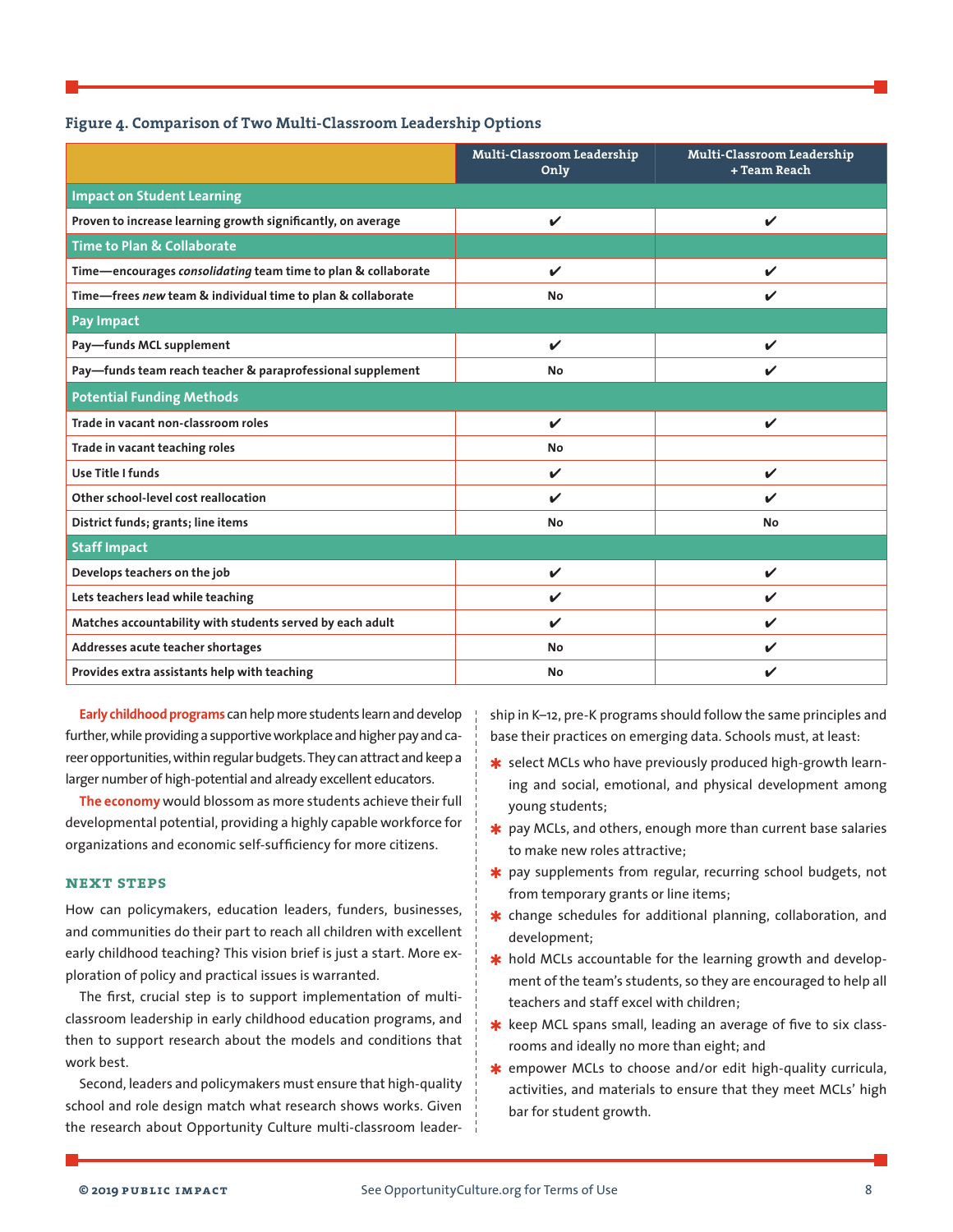**Figure 4. Comparison of Two Multi-Classroom Leadership Options**

| | Multi-Classroom Leadership Only | Multi-Classroom Leadership + Team Reach |
|---|---|---|
| **Impact on Student Learning** | | |
| Proven to increase learning growth significantly, on average | ✔ | ✔ |
| **Time to Plan & Collaborate** | | |
| Time—encourages *consolidating* team time to plan & collaborate | ✔ | ✔ |
| Time—frees *new* team & individual time to plan & collaborate | No | ✔ |
| **Pay Impact** | | |
| Pay—funds MCL supplement | ✔ | ✔ |
| Pay—funds team reach teacher & paraprofessional supplement | No | ✔ |
| **Potential Funding Methods** | | |
| Trade in vacant non-classroom roles | ✔ | ✔ |
| Trade in vacant teaching roles | No | |
| Use Title I funds | ✔ | ✔ |
| Other school-level cost reallocation | ✔ | ✔ |
| District funds; grants; line items | No | No |
| **Staff Impact** | | |
| Develops teachers on the job | ✔ | ✔ |
| Lets teachers lead while teaching | ✔ | ✔ |
| Matches accountability with students served by each adult | ✔ | ✔ |
| Addresses acute teacher shortages | No | ✔ |
| Provides extra assistants help with teaching | No | ✔ |

**Early childhood programs** can help more students learn and develop further, while providing a supportive workplace and higher pay and career opportunities, within regular budgets. They can attract and keep a larger number of high-potential and already excellent educators.

**The economy** would blossom as more students achieve their full developmental potential, providing a highly capable workforce for organizations and economic self-sufficiency for more citizens.

## NEXT STEPS

How can policymakers, education leaders, funders, businesses, and communities do their part to reach all children with excellent early childhood teaching? This vision brief is just a start. More exploration of policy and practical issues is warranted.

The first, crucial step is to support implementation of multi-classroom leadership in early childhood education programs, and then to support research about the models and conditions that work best.

Second, leaders and policymakers must ensure that high-quality school and role design match what research shows works. Given the research about Opportunity Culture multi-classroom leadership in K–12, pre-K programs should follow the same principles and base their practices on emerging data. Schools must, at least:

- select MCLs who have previously produced high-growth learning and social, emotional, and physical development among young students;
- pay MCLs, and others, enough more than current base salaries to make new roles attractive;
- pay supplements from regular, recurring school budgets, not from temporary grants or line items;
- change schedules for additional planning, collaboration, and development;
- hold MCLs accountable for the learning growth and development of the team's students, so they are encouraged to help all teachers and staff excel with children;
- keep MCL spans small, leading an average of five to six classrooms and ideally no more than eight; and
- empower MCLs to choose and/or edit high-quality curricula, activities, and materials to ensure that they meet MCLs' high bar for student growth.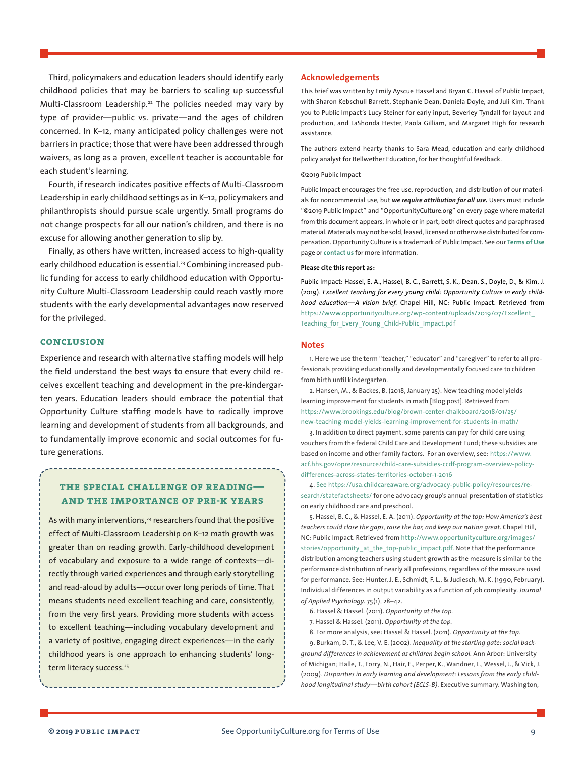Third, policymakers and education leaders should identify early childhood policies that may be barriers to scaling up successful Multi-Classroom Leadership.[22] The policies needed may vary by type of provider—public vs. private—and the ages of children concerned. In K–12, many anticipated policy challenges were not barriers in practice; those that were have been addressed through waivers, as long as a proven, excellent teacher is accountable for each student's learning.

Fourth, if research indicates positive effects of Multi-Classroom Leadership in early childhood settings as in K–12, policymakers and philanthropists should pursue scale urgently. Small programs do not change prospects for all our nation's children, and there is no excuse for allowing another generation to slip by.

Finally, as others have written, increased access to high-quality early childhood education is essential.[23] Combining increased public funding for access to early childhood education with Opportunity Culture Multi-Classroom Leadership could reach vastly more students with the early developmental advantages now reserved for the privileged.

## CONCLUSION

Experience and research with alternative staffing models will help the field understand the best ways to ensure that every child receives excellent teaching and development in the pre-kindergarten years. Education leaders should embrace the potential that Opportunity Culture staffing models have to radically improve learning and development of students from all backgrounds, and to fundamentally improve economic and social outcomes for future generations.

### THE SPECIAL CHALLENGE OF READING—AND THE IMPORTANCE OF PRE-K YEARS

As with many interventions,[24] researchers found that the positive effect of Multi-Classroom Leadership on K–12 math growth was greater than on reading growth. Early-childhood development of vocabulary and exposure to a wide range of contexts—directly through varied experiences and through early storytelling and read-aloud by adults—occur over long periods of time. That means students need excellent teaching and care, consistently, from the very first years. Providing more students with access to excellent teaching—including vocabulary development and a variety of positive, engaging direct experiences—in the early childhood years is one approach to enhancing students' long-term literacy success.[25]

## Acknowledgements

This brief was written by Emily Ayscue Hassel and Bryan C. Hassel of Public Impact, with Sharon Kebschull Barrett, Stephanie Dean, Daniela Doyle, and Juli Kim. Thank you to Public Impact's Lucy Steiner for early input, Beverley Tyndall for layout and production, and LaShonda Hester, Paola Gilliam, and Margaret High for research assistance.

The authors extend hearty thanks to Sara Mead, education and early childhood policy analyst for Bellwether Education, for her thoughtful feedback.

©2019 Public Impact

Public Impact encourages the free use, reproduction, and distribution of our materials for noncommercial use, but ***we require attribution for all use.*** Users must include "©2019 Public Impact" and "OpportunityCulture.org" on every page where material from this document appears, in whole or in part, both direct quotes and paraphrased material. Materials may not be sold, leased, licensed or otherwise distributed for compensation. Opportunity Culture is a trademark of Public Impact. See our **Terms of Use** page or **contact us** for more information.

**Please cite this report as:**

Public Impact: Hassel, E. A., Hassel, B. C., Barrett, S. K., Dean, S., Doyle, D., & Kim, J. (2019). *Excellent teaching for every young child: Opportunity Culture in early childhood education—A vision brief.* Chapel Hill, NC: Public Impact. Retrieved from https://www.opportunityculture.org/wp-content/uploads/2019/07/Excellent_Teaching_for_Every_Young_Child-Public_Impact.pdf

## Notes

1. Here we use the term "teacher," "educator" and "caregiver" to refer to all professionals providing educationally and developmentally focused care to children from birth until kindergarten.

2. Hansen, M., & Backes, B. (2018, January 25). New teaching model yields learning improvement for students in math [Blog post]. Retrieved from https://www.brookings.edu/blog/brown-center-chalkboard/2018/01/25/new-teaching-model-yields-learning-improvement-for-students-in-math/

3. In addition to direct payment, some parents can pay for child care using vouchers from the federal Child Care and Development Fund; these subsidies are based on income and other family factors. For an overview, see: https://www.acf.hhs.gov/opre/resource/child-care-subsidies-ccdf-program-overview-policy-differences-across-states-territories-october-1-2016

4. See https://usa.childcareaware.org/advocacy-public-policy/resources/research/statefactsheets/ for one advocacy group's annual presentation of statistics on early childhood care and preschool.

5. Hassel, B. C., & Hassel, E. A. (2011). *Opportunity at the top: How America's best teachers could close the gaps, raise the bar, and keep our nation great.* Chapel Hill, NC: Public Impact. Retrieved from http://www.opportunityculture.org/images/stories/opportunity_at_the_top-public_impact.pdf. Note that the performance distribution among teachers using student growth as the measure is similar to the performance distribution of nearly all professions, regardless of the measure used for performance. See: Hunter, J. E., Schmidt, F. L., & Judiesch, M. K. (1990, February). Individual differences in output variability as a function of job complexity. *Journal of Applied Psychology.* 75(1), 28–42.

6. Hassel & Hassel. (2011). *Opportunity at the top.*

7. Hassel & Hassel. (2011). *Opportunity at the top.*

8. For more analysis, see: Hassel & Hassel. (2011). *Opportunity at the top.*

9. Burkam, D. T., & Lee, V. E. (2002). *Inequality at the starting gate: social background differences in achievement as children begin school.* Ann Arbor: University of Michigan; Halle, T., Forry, N., Hair, E., Perper, K., Wandner, L., Wessel, J., & Vick, J. (2009). *Disparities in early learning and development: Lessons from the early childhood longitudinal study—birth cohort (ECLS-B).* Executive summary. Washington,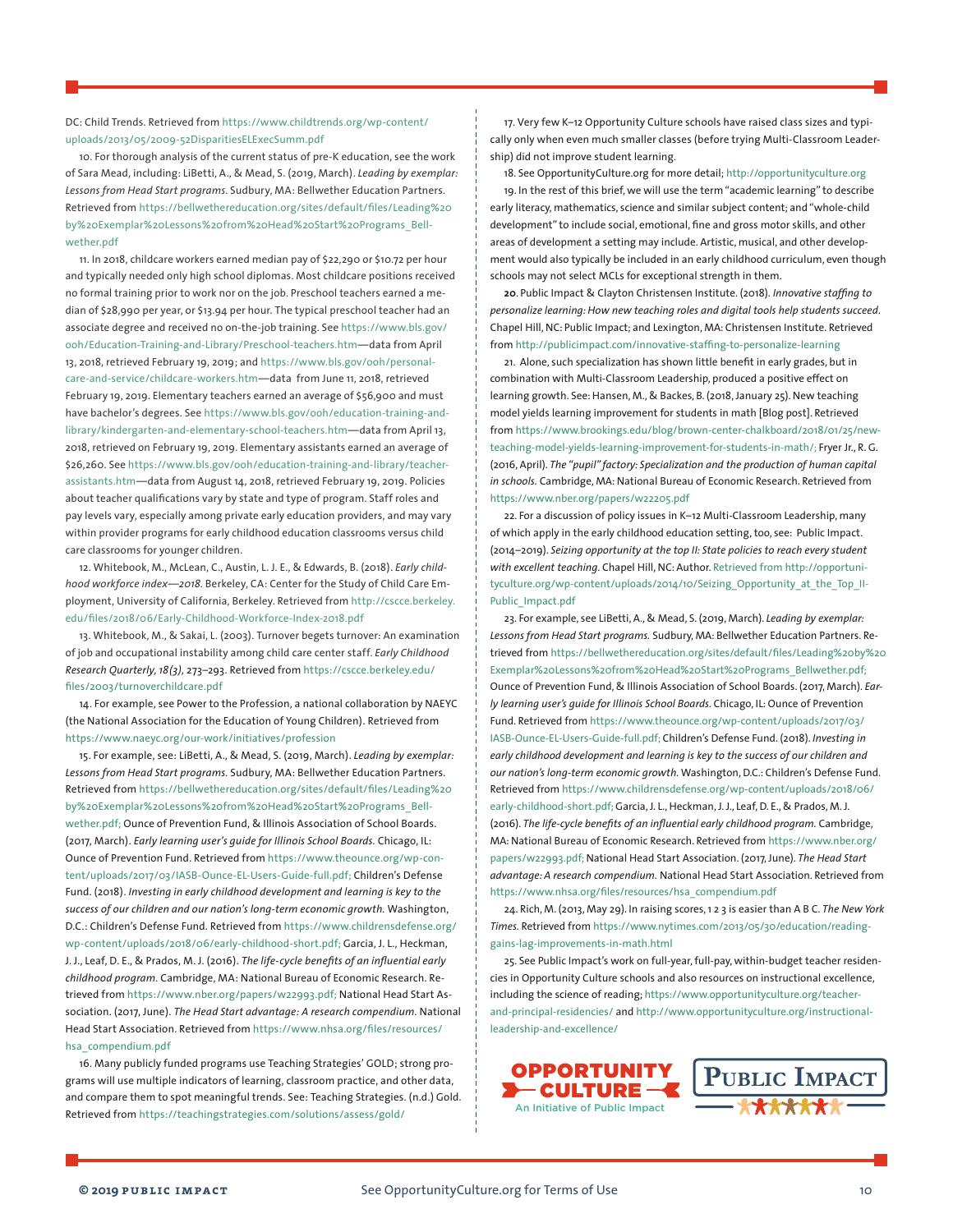DC: Child Trends. Retrieved from https://www.childtrends.org/wp-content/uploads/2013/05/2009-52DisparitiesELExecSumm.pdf

10. For thorough analysis of the current status of pre-K education, see the work of Sara Mead, including: LiBetti, A., & Mead, S. (2019, March). *Leading by exemplar: Lessons from Head Start programs*. Sudbury, MA: Bellwether Education Partners. Retrieved from https://bellwethereducation.org/sites/default/files/Leading%20by%20Exemplar%20Lessons%20from%20Head%20Start%20Programs_Bellwether.pdf

11. In 2018, childcare workers earned median pay of $22,290 or $10.72 per hour and typically needed only high school diplomas. Most childcare positions received no formal training prior to work nor on the job. Preschool teachers earned a median of $28,990 per year, or $13.94 per hour. The typical preschool teacher had an associate degree and received no on-the-job training. See https://www.bls.gov/ooh/Education-Training-and-Library/Preschool-teachers.htm—data from April 13, 2018, retrieved February 19, 2019; and https://www.bls.gov/ooh/personal-care-and-service/childcare-workers.htm—data from June 11, 2018, retrieved February 19, 2019. Elementary teachers earned an average of $56,900 and must have bachelor's degrees. See https://www.bls.gov/ooh/education-training-and-library/kindergarten-and-elementary-school-teachers.htm—data from April 13, 2018, retrieved on February 19, 2019. Elementary assistants earned an average of $26,260. See https://www.bls.gov/ooh/education-training-and-library/teacher-assistants.htm—data from August 14, 2018, retrieved February 19, 2019. Policies about teacher qualifications vary by state and type of program. Staff roles and pay levels vary, especially among private early education providers, and may vary within provider programs for early childhood education classrooms versus child care classrooms for younger children.

12. Whitebook, M., McLean, C., Austin, L. J. E., & Edwards, B. (2018). *Early childhood workforce index—2018.* Berkeley, CA: Center for the Study of Child Care Employment, University of California, Berkeley. Retrieved from http://cscce.berkeley.edu/files/2018/06/Early-Childhood-Workforce-Index-2018.pdf

13. Whitebook, M., & Sakai, L. (2003). Turnover begets turnover: An examination of job and occupational instability among child care center staff. *Early Childhood Research Quarterly, 18(3),* 273–293. Retrieved from https://cscce.berkeley.edu/files/2003/turnoverchildcare.pdf

14. For example, see Power to the Profession, a national collaboration by NAEYC (the National Association for the Education of Young Children). Retrieved from https://www.naeyc.org/our-work/initiatives/profession

15. For example, see: LiBetti, A., & Mead, S. (2019, March). *Leading by exemplar: Lessons from Head Start programs.* Sudbury, MA: Bellwether Education Partners. Retrieved from https://bellwethereducation.org/sites/default/files/Leading%20by%20Exemplar%20Lessons%20from%20Head%20Start%20Programs_Bellwether.pdf; Ounce of Prevention Fund, & Illinois Association of School Boards. (2017, March). *Early learning user's guide for Illinois School Boards.* Chicago, IL: Ounce of Prevention Fund. Retrieved from https://www.theounce.org/wp-content/uploads/2017/03/IASB-Ounce-EL-Users-Guide-full.pdf; Children's Defense Fund. (2018). *Investing in early childhood development and learning is key to the success of our children and our nation's long-term economic growth.* Washington, D.C.: Children's Defense Fund. Retrieved from https://www.childrensdefense.org/wp-content/uploads/2018/06/early-childhood-short.pdf; Garcia, J. L., Heckman, J. J., Leaf, D. E., & Prados, M. J. (2016). *The life-cycle benefits of an influential early childhood program.* Cambridge, MA: National Bureau of Economic Research. Retrieved from https://www.nber.org/papers/w22993.pdf; National Head Start Association. (2017, June). *The Head Start advantage: A research compendium.* National Head Start Association. Retrieved from https://www.nhsa.org/files/resources/hsa_compendium.pdf

16. Many publicly funded programs use Teaching Strategies' GOLD; strong programs will use multiple indicators of learning, classroom practice, and other data, and compare them to spot meaningful trends. See: Teaching Strategies. (n.d.) Gold. Retrieved from https://teachingstrategies.com/solutions/assess/gold/

17. Very few K–12 Opportunity Culture schools have raised class sizes and typically only when even much smaller classes (before trying Multi-Classroom Leadership) did not improve student learning.

18. See OpportunityCulture.org for more detail; http://opportunityculture.org

19. In the rest of this brief, we will use the term "academic learning" to describe early literacy, mathematics, science and similar subject content; and "whole-child development" to include social, emotional, fine and gross motor skills, and other areas of development a setting may include. Artistic, musical, and other development would also typically be included in an early childhood curriculum, even though schools may not select MCLs for exceptional strength in them.

**20**. Public Impact & Clayton Christensen Institute. (2018). *Innovative staffing to personalize learning: How new teaching roles and digital tools help students succeed.* Chapel Hill, NC: Public Impact; and Lexington, MA: Christensen Institute. Retrieved from http://publicimpact.com/innovative-staffing-to-personalize-learning

21. Alone, such specialization has shown little benefit in early grades, but in combination with Multi-Classroom Leadership, produced a positive effect on learning growth. See: Hansen, M., & Backes, B. (2018, January 25). New teaching model yields learning improvement for students in math [Blog post]. Retrieved from https://www.brookings.edu/blog/brown-center-chalkboard/2018/01/25/new-teaching-model-yields-learning-improvement-for-students-in-math/; Fryer Jr., R. G. (2016, April). *The "pupil" factory: Specialization and the production of human capital in schools.* Cambridge, MA: National Bureau of Economic Research. Retrieved from https://www.nber.org/papers/w22205.pdf

22. For a discussion of policy issues in K–12 Multi-Classroom Leadership, many of which apply in the early childhood education setting, too, see: Public Impact. (2014–2019). *Seizing opportunity at the top II: State policies to reach every student with excellent teaching.* Chapel Hill, NC: Author. Retrieved from http://opportunityculture.org/wp-content/uploads/2014/10/Seizing_Opportunity_at_the_Top_II-Public_Impact.pdf

23. For example, see LiBetti, A., & Mead, S. (2019, March). *Leading by exemplar: Lessons from Head Start programs.* Sudbury, MA: Bellwether Education Partners. Retrieved from https://bellwethereducation.org/sites/default/files/Leading%20by%20Exemplar%20Lessons%20from%20Head%20Start%20Programs_Bellwether.pdf; Ounce of Prevention Fund, & Illinois Association of School Boards. (2017, March). *Early learning user's guide for Illinois School Boards.* Chicago, IL: Ounce of Prevention Fund. Retrieved from https://www.theounce.org/wp-content/uploads/2017/03/IASB-Ounce-EL-Users-Guide-full.pdf; Children's Defense Fund. (2018). *Investing in early childhood development and learning is key to the success of our children and our nation's long-term economic growth.* Washington, D.C.: Children's Defense Fund. Retrieved from https://www.childrensdefense.org/wp-content/uploads/2018/06/early-childhood-short.pdf; Garcia, J. L., Heckman, J. J., Leaf, D. E., & Prados, M. J. (2016). *The life-cycle benefits of an influential early childhood program.* Cambridge, MA: National Bureau of Economic Research. Retrieved from https://www.nber.org/papers/w22993.pdf; National Head Start Association. (2017, June). *The Head Start advantage: A research compendium.* National Head Start Association. Retrieved from https://www.nhsa.org/files/resources/hsa_compendium.pdf

24. Rich, M. (2013, May 29). In raising scores, 1 2 3 is easier than A B C. *The New York Times.* Retrieved from https://www.nytimes.com/2013/05/30/education/reading-gains-lag-improvements-in-math.html

25. See Public Impact's work on full-year, full-pay, within-budget teacher residencies in Opportunity Culture schools and also resources on instructional excellence, including the science of reading; https://www.opportunityculture.org/teacher-and-principal-residencies/ and http://www.opportunityculture.org/instructional-leadership-and-excellence/

OPPORTUNITY CULTURE — An Initiative of Public Impact

PUBLIC IMPACT

© 2019 PUBLIC IMPACT

See OpportunityCulture.org for Terms of Use